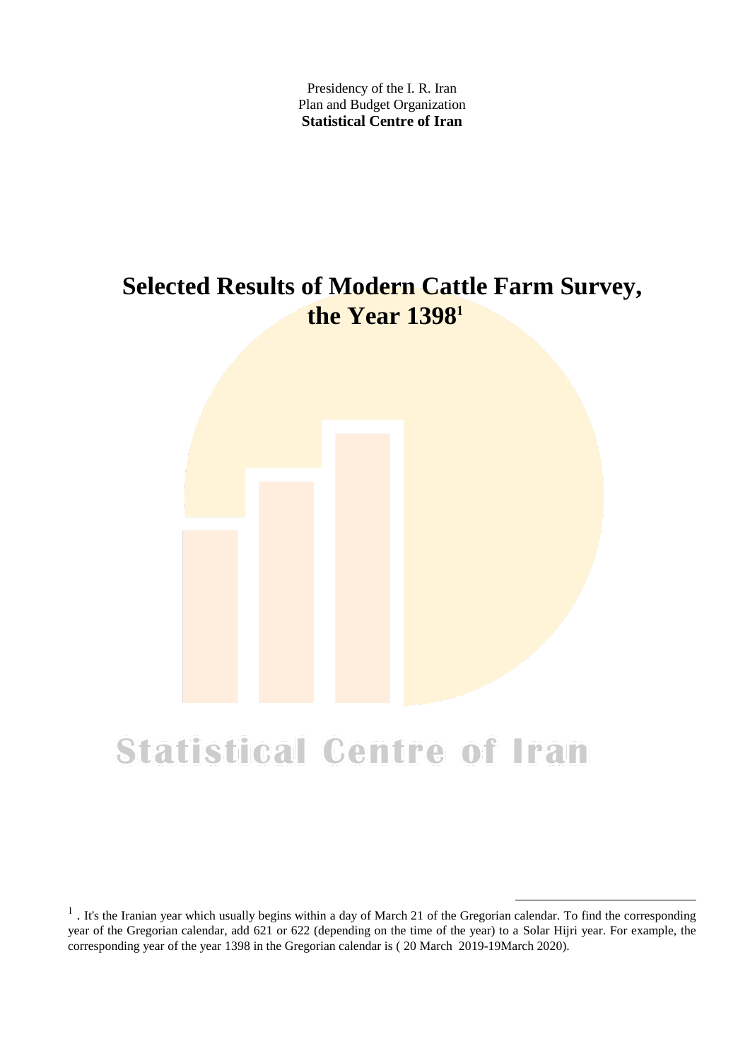Presidency of the I. R. Iran
Plan and Budget Organization
**Statistical Centre of Iran**

# Selected Results of Modern Cattle Farm Survey, the Year 1398[1]

Statistical Centre of Iran

[1] . It's the Iranian year which usually begins within a day of March 21 of the Gregorian calendar. To find the corresponding year of the Gregorian calendar, add 621 or 622 (depending on the time of the year) to a Solar Hijri year. For example, the corresponding year of the year 1398 in the Gregorian calendar is ( 20 March 2019-19March 2020).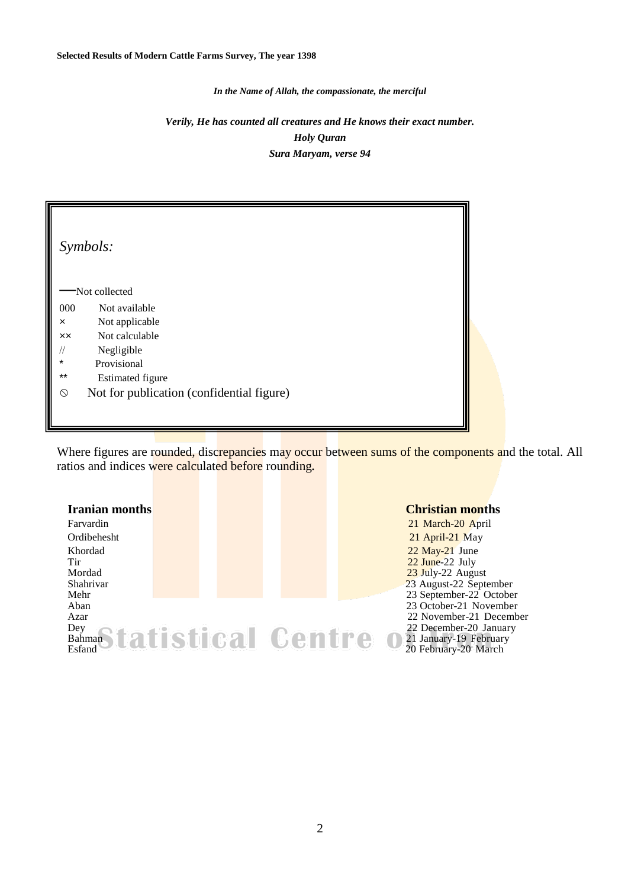*In the Name of Allah, the compassionate, the merciful*

*Verily, He has counted all creatures and He knows their exact number.*
*Holy Quran*
*Sura Maryam, verse 94*

*Symbols:*

| Symbol | Meaning |
|---|---|
| — | Not collected |
| 000 | Not available |
| × | Not applicable |
| ×× | Not calculable |
| // | Negligible |
| * | Provisional |
| ** | Estimated figure |
| ⦸ | Not for publication (confidential figure) |

Where figures are rounded, discrepancies may occur between sums of the components and the total. All ratios and indices were calculated before rounding.

| **Iranian months** | **Christian months** |
|---|---|
| Farvardin | 21 March-20 April |
| Ordibehesht | 21 April-21 May |
| Khordad | 22 May-21 June |
| Tir | 22 June-22 July |
| Mordad | 23 July-22 August |
| Shahrivar | 23 August-22 September |
| Mehr | 23 September-22 October |
| Aban | 23 October-21 November |
| Azar | 22 November-21 December |
| Dey | 22 December-20 January |
| Bahman | 21 January-19 February |
| Esfand | 20 February-20 March |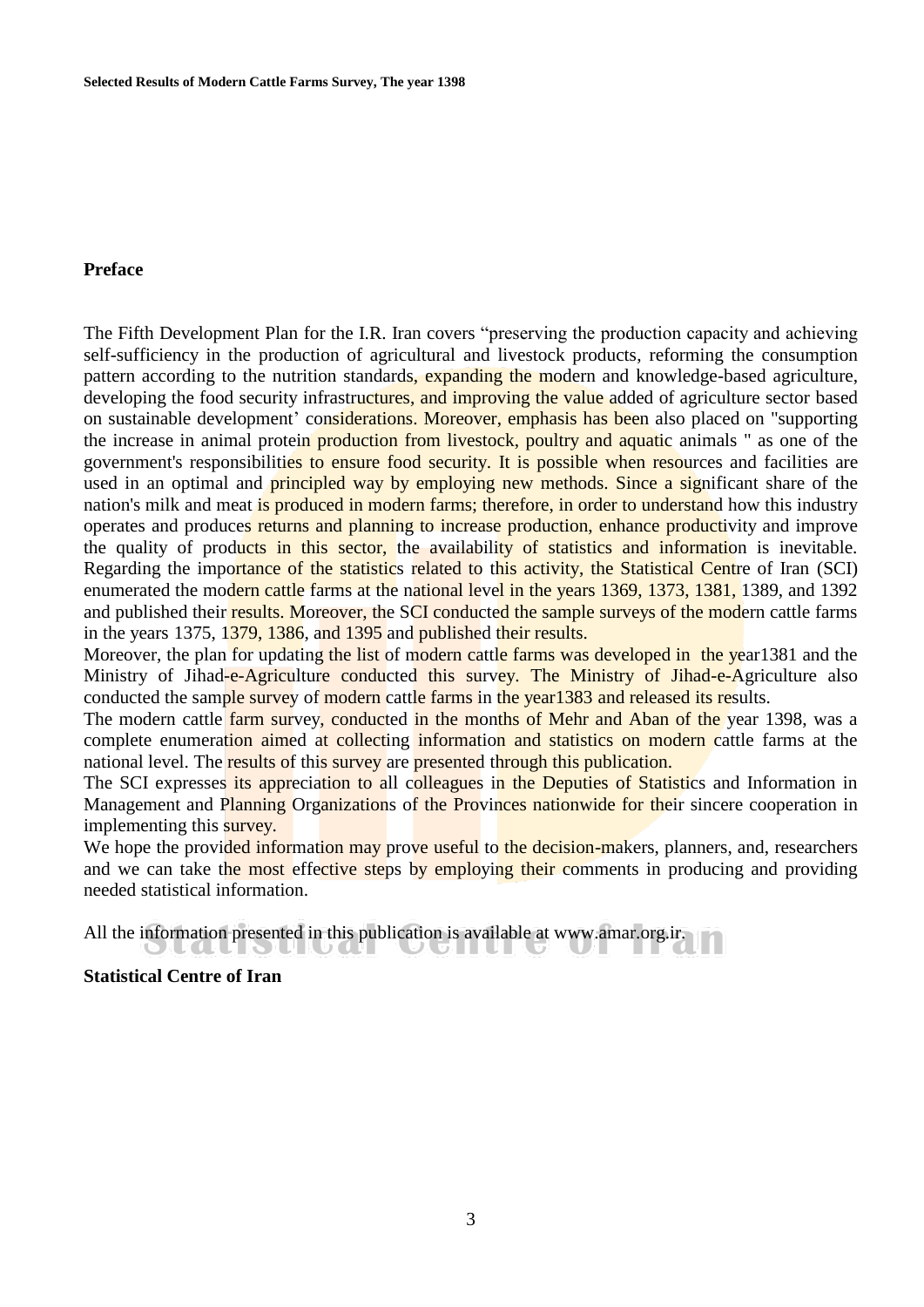## Preface

The Fifth Development Plan for the I.R. Iran covers "preserving the production capacity and achieving self-sufficiency in the production of agricultural and livestock products, reforming the consumption pattern according to the nutrition standards, expanding the modern and knowledge-based agriculture, developing the food security infrastructures, and improving the value added of agriculture sector based on sustainable development' considerations. Moreover, emphasis has been also placed on "supporting the increase in animal protein production from livestock, poultry and aquatic animals " as one of the government's responsibilities to ensure food security. It is possible when resources and facilities are used in an optimal and principled way by employing new methods. Since a significant share of the nation's milk and meat is produced in modern farms; therefore, in order to understand how this industry operates and produces returns and planning to increase production, enhance productivity and improve the quality of products in this sector, the availability of statistics and information is inevitable. Regarding the importance of the statistics related to this activity, the Statistical Centre of Iran (SCI) enumerated the modern cattle farms at the national level in the years 1369, 1373, 1381, 1389, and 1392 and published their results. Moreover, the SCI conducted the sample surveys of the modern cattle farms in the years 1375, 1379, 1386, and 1395 and published their results.

Moreover, the plan for updating the list of modern cattle farms was developed in the year1381 and the Ministry of Jihad-e-Agriculture conducted this survey. The Ministry of Jihad-e-Agriculture also conducted the sample survey of modern cattle farms in the year1383 and released its results.

The modern cattle farm survey, conducted in the months of Mehr and Aban of the year 1398, was a complete enumeration aimed at collecting information and statistics on modern cattle farms at the national level. The results of this survey are presented through this publication.

The SCI expresses its appreciation to all colleagues in the Deputies of Statistics and Information in Management and Planning Organizations of the Provinces nationwide for their sincere cooperation in implementing this survey.

We hope the provided information may prove useful to the decision-makers, planners, and, researchers and we can take the most effective steps by employing their comments in producing and providing needed statistical information.

All the information presented in this publication is available at www.amar.org.ir.

**Statistical Centre of Iran**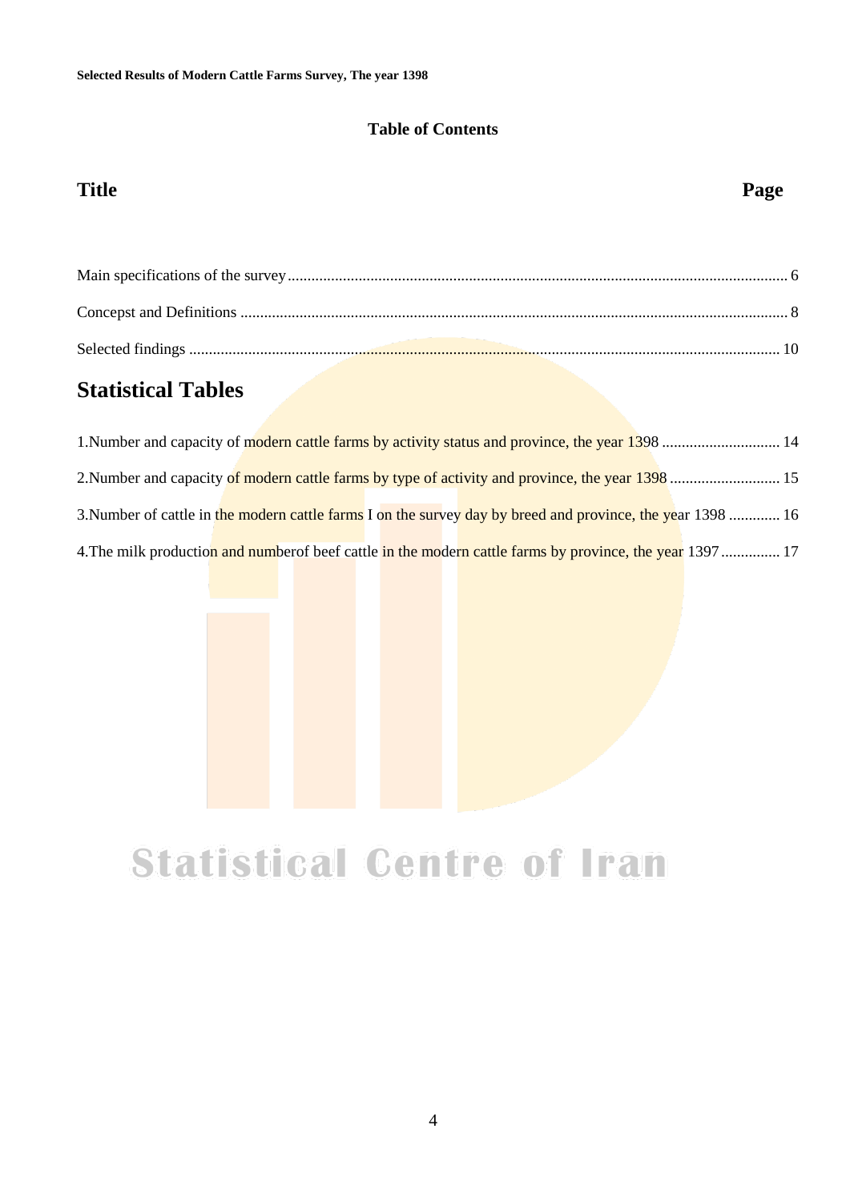## Table of Contents

| Title | Page |
|---|---|
| Main specifications of the survey | 6 |
| Concepst and Definitions | 8 |
| Selected findings | 10 |

## Statistical Tables

| | |
|---|---|
| 1.Number and capacity of modern cattle farms by activity status and province, the year 1398 | 14 |
| 2.Number and capacity of modern cattle farms by type of activity and province, the year 1398 | 15 |
| 3.Number of cattle in the modern cattle farms I on the survey day by breed and province, the year 1398 | 16 |
| 4.The milk production and numberof beef cattle in the modern cattle farms by province, the year 1397 | 17 |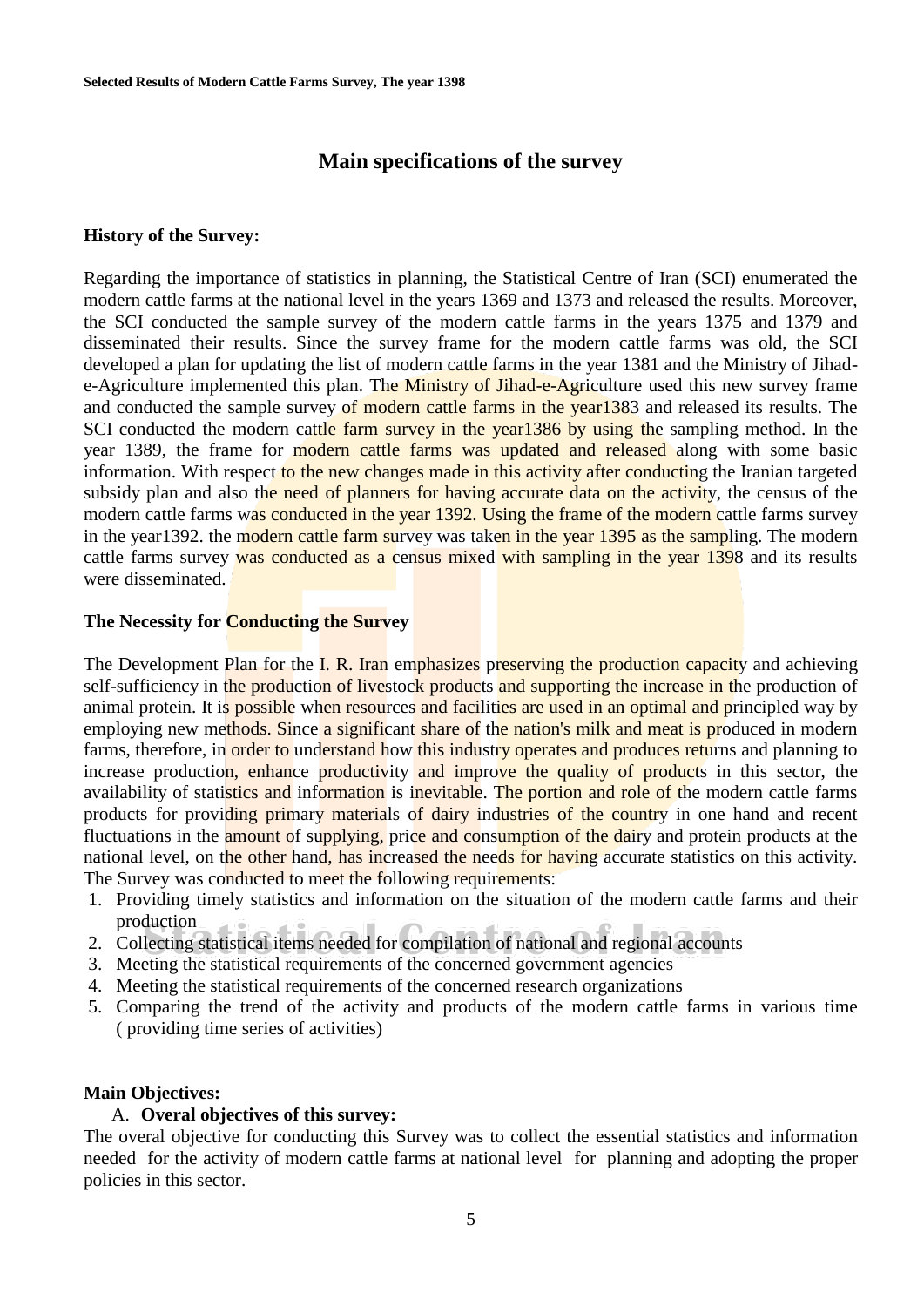## Main specifications of the survey

**History of the Survey:**

Regarding the importance of statistics in planning, the Statistical Centre of Iran (SCI) enumerated the modern cattle farms at the national level in the years 1369 and 1373 and released the results. Moreover, the SCI conducted the sample survey of the modern cattle farms in the years 1375 and 1379 and disseminated their results. Since the survey frame for the modern cattle farms was old, the SCI developed a plan for updating the list of modern cattle farms in the year 1381 and the Ministry of Jihad-e-Agriculture implemented this plan. The Ministry of Jihad-e-Agriculture used this new survey frame and conducted the sample survey of modern cattle farms in the year1383 and released its results. The SCI conducted the modern cattle farm survey in the year1386 by using the sampling method. In the year 1389, the frame for modern cattle farms was updated and released along with some basic information. With respect to the new changes made in this activity after conducting the Iranian targeted subsidy plan and also the need of planners for having accurate data on the activity, the census of the modern cattle farms was conducted in the year 1392. Using the frame of the modern cattle farms survey in the year1392. the modern cattle farm survey was taken in the year 1395 as the sampling. The modern cattle farms survey was conducted as a census mixed with sampling in the year 1398 and its results were disseminated.

**The Necessity for Conducting the Survey**

The Development Plan for the I. R. Iran emphasizes preserving the production capacity and achieving self-sufficiency in the production of livestock products and supporting the increase in the production of animal protein. It is possible when resources and facilities are used in an optimal and principled way by employing new methods. Since a significant share of the nation's milk and meat is produced in modern farms, therefore, in order to understand how this industry operates and produces returns and planning to increase production, enhance productivity and improve the quality of products in this sector, the availability of statistics and information is inevitable. The portion and role of the modern cattle farms products for providing primary materials of dairy industries of the country in one hand and recent fluctuations in the amount of supplying, price and consumption of the dairy and protein products at the national level, on the other hand, has increased the needs for having accurate statistics on this activity. The Survey was conducted to meet the following requirements:

1. Providing timely statistics and information on the situation of the modern cattle farms and their production
2. Collecting statistical items needed for compilation of national and regional accounts
3. Meeting the statistical requirements of the concerned government agencies
4. Meeting the statistical requirements of the concerned research organizations
5. Comparing the trend of the activity and products of the modern cattle farms in various time ( providing time series of activities)

**Main Objectives:**

A. **Overal objectives of this survey:**

The overal objective for conducting this Survey was to collect the essential statistics and information needed for the activity of modern cattle farms at national level for planning and adopting the proper policies in this sector.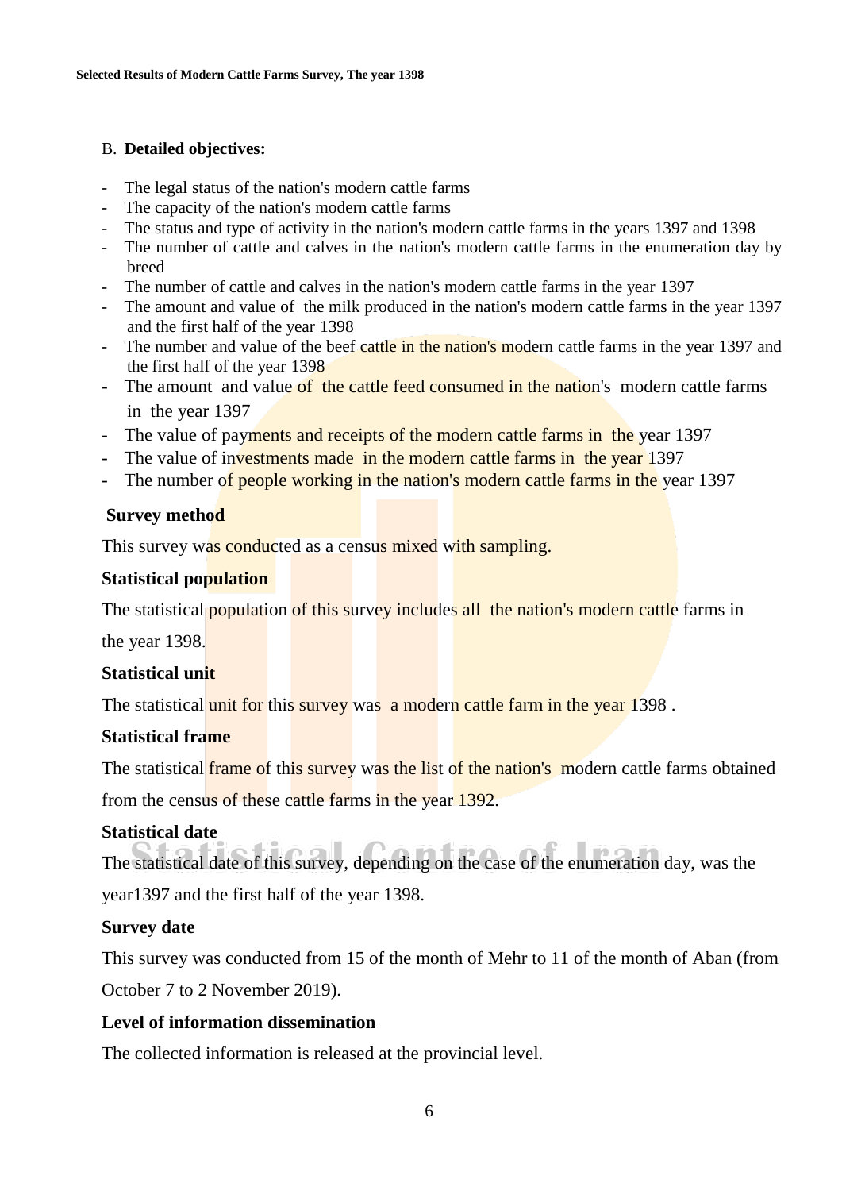B. **Detailed objectives:**

- The legal status of the nation's modern cattle farms
- The capacity of the nation's modern cattle farms
- The status and type of activity in the nation's modern cattle farms in the years 1397 and 1398
- The number of cattle and calves in the nation's modern cattle farms in the enumeration day by breed
- The number of cattle and calves in the nation's modern cattle farms in the year 1397
- The amount and value of the milk produced in the nation's modern cattle farms in the year 1397 and the first half of the year 1398
- The number and value of the beef cattle in the nation's modern cattle farms in the year 1397 and the first half of the year 1398
- The amount and value of the cattle feed consumed in the nation's modern cattle farms in the year 1397
- The value of payments and receipts of the modern cattle farms in the year 1397
- The value of investments made in the modern cattle farms in the year 1397
- The number of people working in the nation's modern cattle farms in the year 1397

**Survey method**

This survey was conducted as a census mixed with sampling.

**Statistical population**

The statistical population of this survey includes all the nation's modern cattle farms in the year 1398.

**Statistical unit**

The statistical unit for this survey was a modern cattle farm in the year 1398 .

**Statistical frame**

The statistical frame of this survey was the list of the nation's modern cattle farms obtained from the census of these cattle farms in the year 1392.

**Statistical date**

The statistical date of this survey, depending on the case of the enumeration day, was the year1397 and the first half of the year 1398.

**Survey date**

This survey was conducted from 15 of the month of Mehr to 11 of the month of Aban (from October 7 to 2 November 2019).

**Level of information dissemination**

The collected information is released at the provincial level.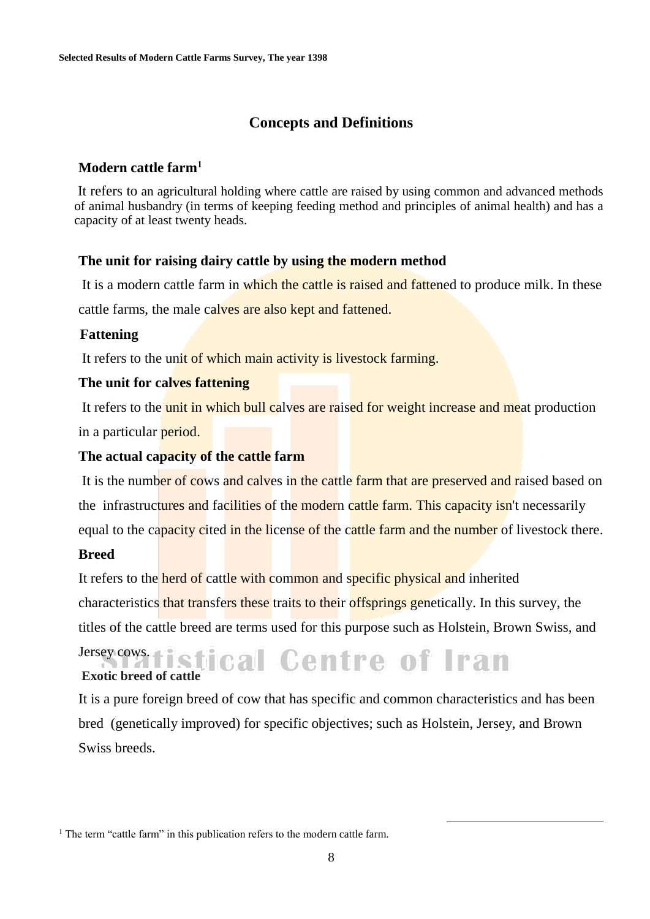## Concepts and Definitions

**Modern cattle farm**[1]

It refers to an agricultural holding where cattle are raised by using common and advanced methods of animal husbandry (in terms of keeping feeding method and principles of animal health) and has a capacity of at least twenty heads.

**The unit for raising dairy cattle by using the modern method**

It is a modern cattle farm in which the cattle is raised and fattened to produce milk. In these cattle farms, the male calves are also kept and fattened.

**Fattening**

It refers to the unit of which main activity is livestock farming.

**The unit for calves fattening**

It refers to the unit in which bull calves are raised for weight increase and meat production in a particular period.

**The actual capacity of the cattle farm**

It is the number of cows and calves in the cattle farm that are preserved and raised based on the infrastructures and facilities of the modern cattle farm. This capacity isn't necessarily equal to the capacity cited in the license of the cattle farm and the number of livestock there.

**Breed**

It refers to the herd of cattle with common and specific physical and inherited characteristics that transfers these traits to their offsprings genetically. In this survey, the titles of the cattle breed are terms used for this purpose such as Holstein, Brown Swiss, and Jersey cows.

**Exotic breed of cattle**

It is a pure foreign breed of cow that has specific and common characteristics and has been bred (genetically improved) for specific objectives; such as Holstein, Jersey, and Brown Swiss breeds.

[1] The term "cattle farm" in this publication refers to the modern cattle farm.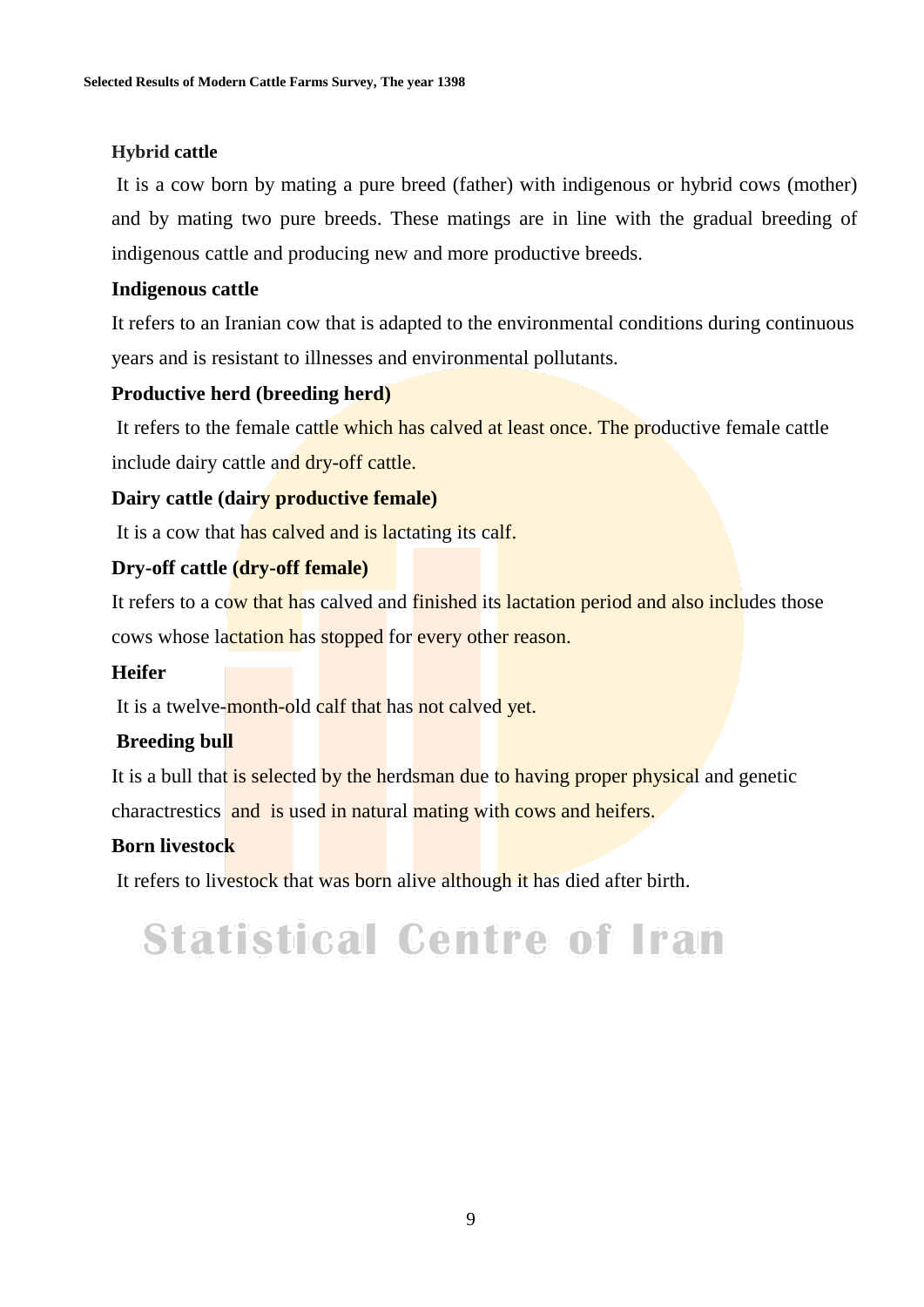**Hybrid cattle**

It is a cow born by mating a pure breed (father) with indigenous or hybrid cows (mother) and by mating two pure breeds. These matings are in line with the gradual breeding of indigenous cattle and producing new and more productive breeds.

**Indigenous cattle**

It refers to an Iranian cow that is adapted to the environmental conditions during continuous years and is resistant to illnesses and environmental pollutants.

**Productive herd (breeding herd)**

It refers to the female cattle which has calved at least once. The productive female cattle include dairy cattle and dry-off cattle.

**Dairy cattle (dairy productive female)**

It is a cow that has calved and is lactating its calf.

**Dry-off cattle (dry-off female)**

It refers to a cow that has calved and finished its lactation period and also includes those cows whose lactation has stopped for every other reason.

**Heifer**

It is a twelve-month-old calf that has not calved yet.

**Breeding bull**

It is a bull that is selected by the herdsman due to having proper physical and genetic charactrestics and is used in natural mating with cows and heifers.

**Born livestock**

It refers to livestock that was born alive although it has died after birth.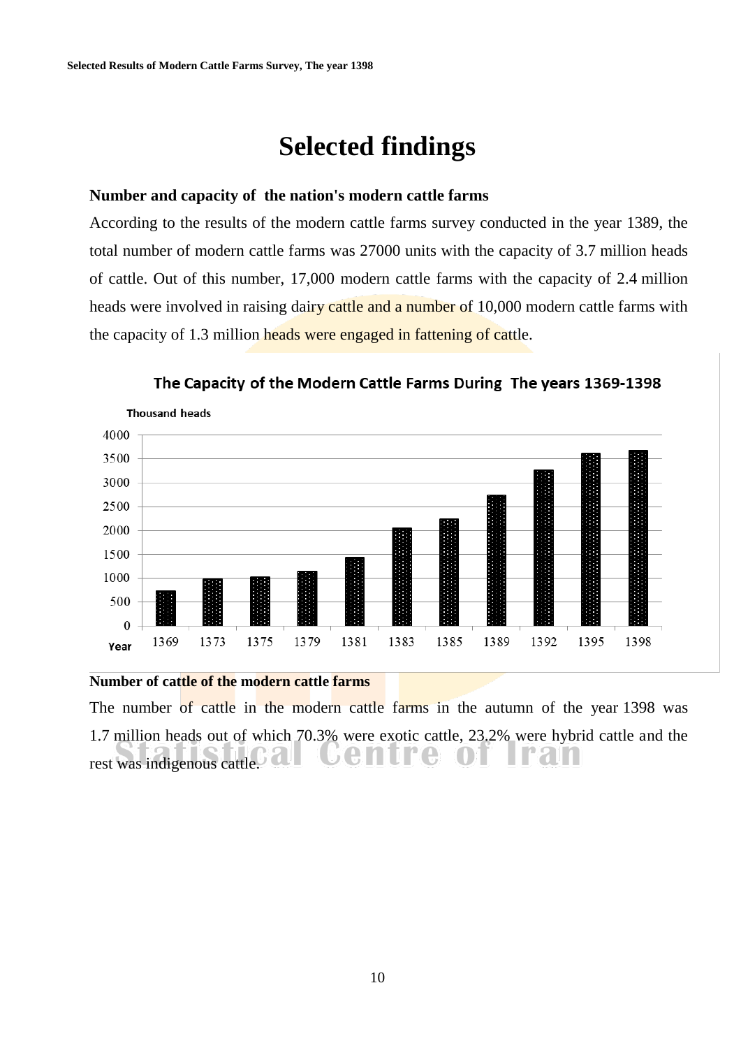# Selected findings

### Number and capacity of the nation's modern cattle farms

According to the results of the modern cattle farms survey conducted in the year 1389, the total number of modern cattle farms was 27000 units with the capacity of 3.7 million heads of cattle. Out of this number, 17,000 modern cattle farms with the capacity of 2.4 million heads were involved in raising dairy cattle and a number of 10,000 modern cattle farms with the capacity of 1.3 million heads were engaged in fattening of cattle.

**The Capacity of the Modern Cattle Farms During The years 1369-1398**

Thousand heads

| Year | 1369 | 1373 | 1375 | 1379 | 1381 | 1383 | 1385 | 1389 | 1392 | 1395 | 1398 |
|---|---|---|---|---|---|---|---|---|---|---|---|

### Number of cattle of the modern cattle farms

The number of cattle in the modern cattle farms in the autumn of the year 1398 was 1.7 million heads out of which 70.3% were exotic cattle, 23.2% were hybrid cattle and the rest was indigenous cattle.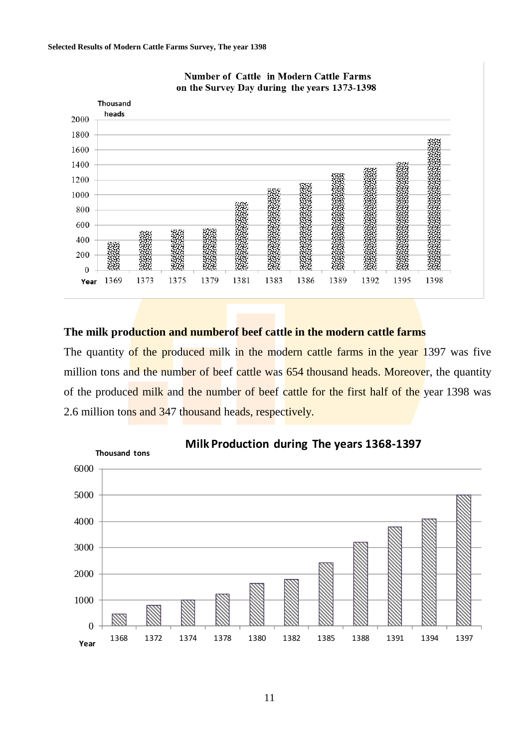**Number of Cattle in Modern Cattle Farms on the Survey Day during the years 1373-1398**

Thousand heads

Year: 1369, 1373, 1375, 1379, 1381, 1383, 1386, 1389, 1392, 1395, 1398

## The milk production and numberof beef cattle in the modern cattle farms

The quantity of the produced milk in the modern cattle farms in the year 1397 was five million tons and the number of beef cattle was 654 thousand heads. Moreover, the quantity of the produced milk and the number of beef cattle for the first half of the year 1398 was 2.6 million tons and 347 thousand heads, respectively.

**Milk Production during The years 1368-1397**

Thousand tons

Year: 1368, 1372, 1374, 1378, 1380, 1382, 1385, 1388, 1391, 1394, 1397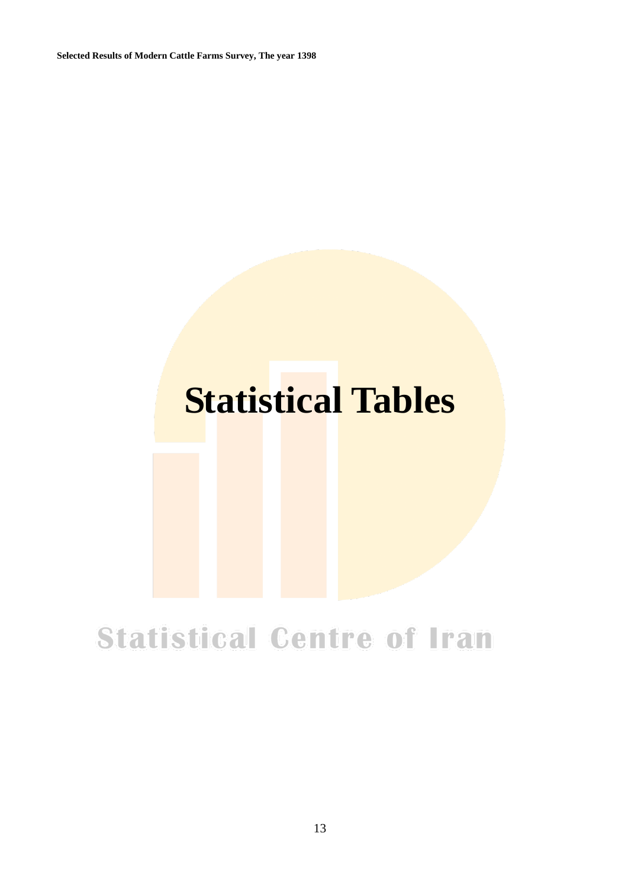# Statistical Tables

Statistical Centre of Iran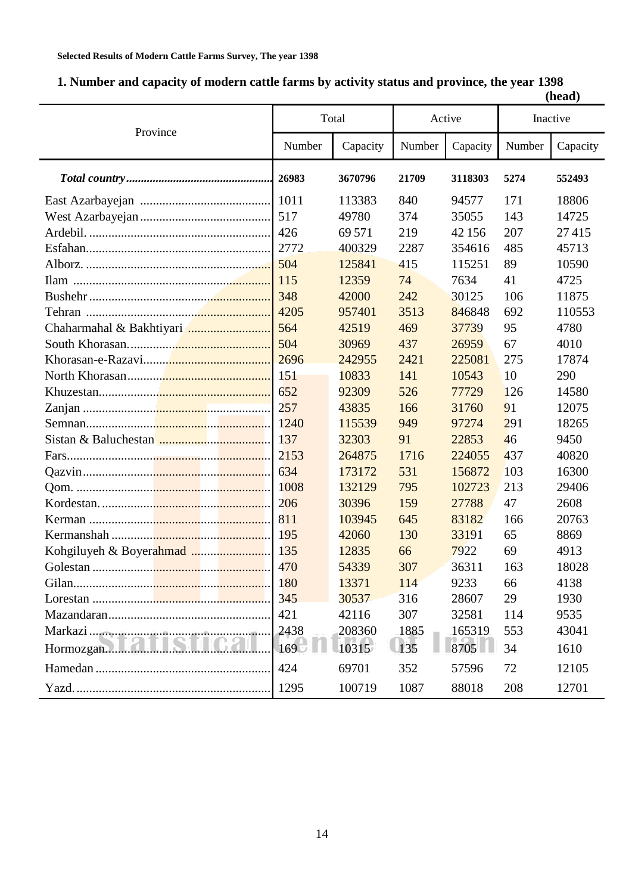**Selected Results of Modern Cattle Farms Survey, The year 1398**

### 1. Number and capacity of modern cattle farms by activity status and province, the year 1398

**(head)**

| Province | Total | | Active | | Inactive | |
|---|---|---|---|---|---|---|
| | Number | Capacity | Number | Capacity | Number | Capacity |
| ***Total country*** | **26983** | **3670796** | **21709** | **3118303** | **5274** | **552493** |
| East Azarbayejan | 1011 | 113383 | 840 | 94577 | 171 | 18806 |
| West Azarbayejan | 517 | 49780 | 374 | 35055 | 143 | 14725 |
| Ardebil. | 426 | 69 571 | 219 | 42 156 | 207 | 27 415 |
| Esfahan | 2772 | 400329 | 2287 | 354616 | 485 | 45713 |
| Alborz. | 504 | 125841 | 415 | 115251 | 89 | 10590 |
| Ilam | 115 | 12359 | 74 | 7634 | 41 | 4725 |
| Bushehr | 348 | 42000 | 242 | 30125 | 106 | 11875 |
| Tehran | 4205 | 957401 | 3513 | 846848 | 692 | 110553 |
| Chaharmahal & Bakhtiyari | 564 | 42519 | 469 | 37739 | 95 | 4780 |
| South Khorasan. | 504 | 30969 | 437 | 26959 | 67 | 4010 |
| Khorasan-e-Razavi | 2696 | 242955 | 2421 | 225081 | 275 | 17874 |
| North Khorasan | 151 | 10833 | 141 | 10543 | 10 | 290 |
| Khuzestan | 652 | 92309 | 526 | 77729 | 126 | 14580 |
| Zanjan | 257 | 43835 | 166 | 31760 | 91 | 12075 |
| Semnan | 1240 | 115539 | 949 | 97274 | 291 | 18265 |
| Sistan & Baluchestan | 137 | 32303 | 91 | 22853 | 46 | 9450 |
| Fars | 2153 | 264875 | 1716 | 224055 | 437 | 40820 |
| Qazvin | 634 | 173172 | 531 | 156872 | 103 | 16300 |
| Qom. | 1008 | 132129 | 795 | 102723 | 213 | 29406 |
| Kordestan. | 206 | 30396 | 159 | 27788 | 47 | 2608 |
| Kerman | 811 | 103945 | 645 | 83182 | 166 | 20763 |
| Kermanshah | 195 | 42060 | 130 | 33191 | 65 | 8869 |
| Kohgiluyeh & Boyerahmad | 135 | 12835 | 66 | 7922 | 69 | 4913 |
| Golestan | 470 | 54339 | 307 | 36311 | 163 | 18028 |
| Gilan | 180 | 13371 | 114 | 9233 | 66 | 4138 |
| Lorestan | 345 | 30537 | 316 | 28607 | 29 | 1930 |
| Mazandaran | 421 | 42116 | 307 | 32581 | 114 | 9535 |
| Markazi | 2438 | 208360 | 1885 | 165319 | 553 | 43041 |
| Hormozgan | 169 | 10315 | 135 | 8705 | 34 | 1610 |
| Hamedan | 424 | 69701 | 352 | 57596 | 72 | 12105 |
| Yazd. | 1295 | 100719 | 1087 | 88018 | 208 | 12701 |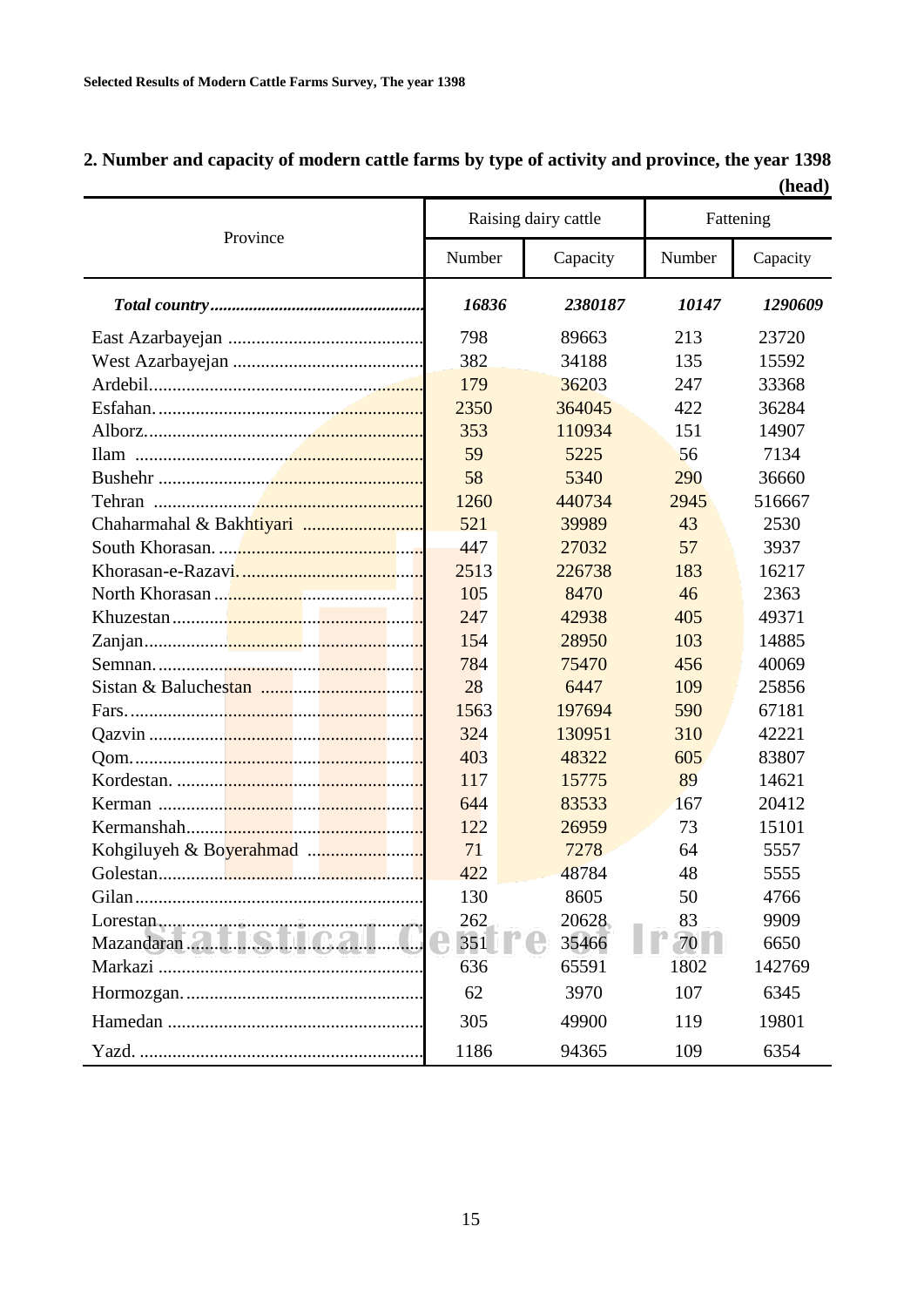## 2. Number and capacity of modern cattle farms by type of activity and province, the year 1398

(head)

| Province | Raising dairy cattle | | Fattening | |
|---|---|---|---|---|
| | Number | Capacity | Number | Capacity |
| ***Total country*** | ***16836*** | ***2380187*** | ***10147*** | ***1290609*** |
| East Azarbayejan | 798 | 89663 | 213 | 23720 |
| West Azarbayejan | 382 | 34188 | 135 | 15592 |
| Ardebil | 179 | 36203 | 247 | 33368 |
| Esfahan | 2350 | 364045 | 422 | 36284 |
| Alborz | 353 | 110934 | 151 | 14907 |
| Ilam | 59 | 5225 | 56 | 7134 |
| Bushehr | 58 | 5340 | 290 | 36660 |
| Tehran | 1260 | 440734 | 2945 | 516667 |
| Chaharmahal & Bakhtiyari | 521 | 39989 | 43 | 2530 |
| South Khorasan | 447 | 27032 | 57 | 3937 |
| Khorasan-e-Razavi | 2513 | 226738 | 183 | 16217 |
| North Khorasan | 105 | 8470 | 46 | 2363 |
| Khuzestan | 247 | 42938 | 405 | 49371 |
| Zanjan | 154 | 28950 | 103 | 14885 |
| Semnan | 784 | 75470 | 456 | 40069 |
| Sistan & Baluchestan | 28 | 6447 | 109 | 25856 |
| Fars | 1563 | 197694 | 590 | 67181 |
| Qazvin | 324 | 130951 | 310 | 42221 |
| Qom | 403 | 48322 | 605 | 83807 |
| Kordestan | 117 | 15775 | 89 | 14621 |
| Kerman | 644 | 83533 | 167 | 20412 |
| Kermanshah | 122 | 26959 | 73 | 15101 |
| Kohgiluyeh & Boyerahmad | 71 | 7278 | 64 | 5557 |
| Golestan | 422 | 48784 | 48 | 5555 |
| Gilan | 130 | 8605 | 50 | 4766 |
| Lorestan | 262 | 20628 | 83 | 9909 |
| Mazandaran | 351 | 35466 | 70 | 6650 |
| Markazi | 636 | 65591 | 1802 | 142769 |
| Hormozgan | 62 | 3970 | 107 | 6345 |
| Hamedan | 305 | 49900 | 119 | 19801 |
| Yazd | 1186 | 94365 | 109 | 6354 |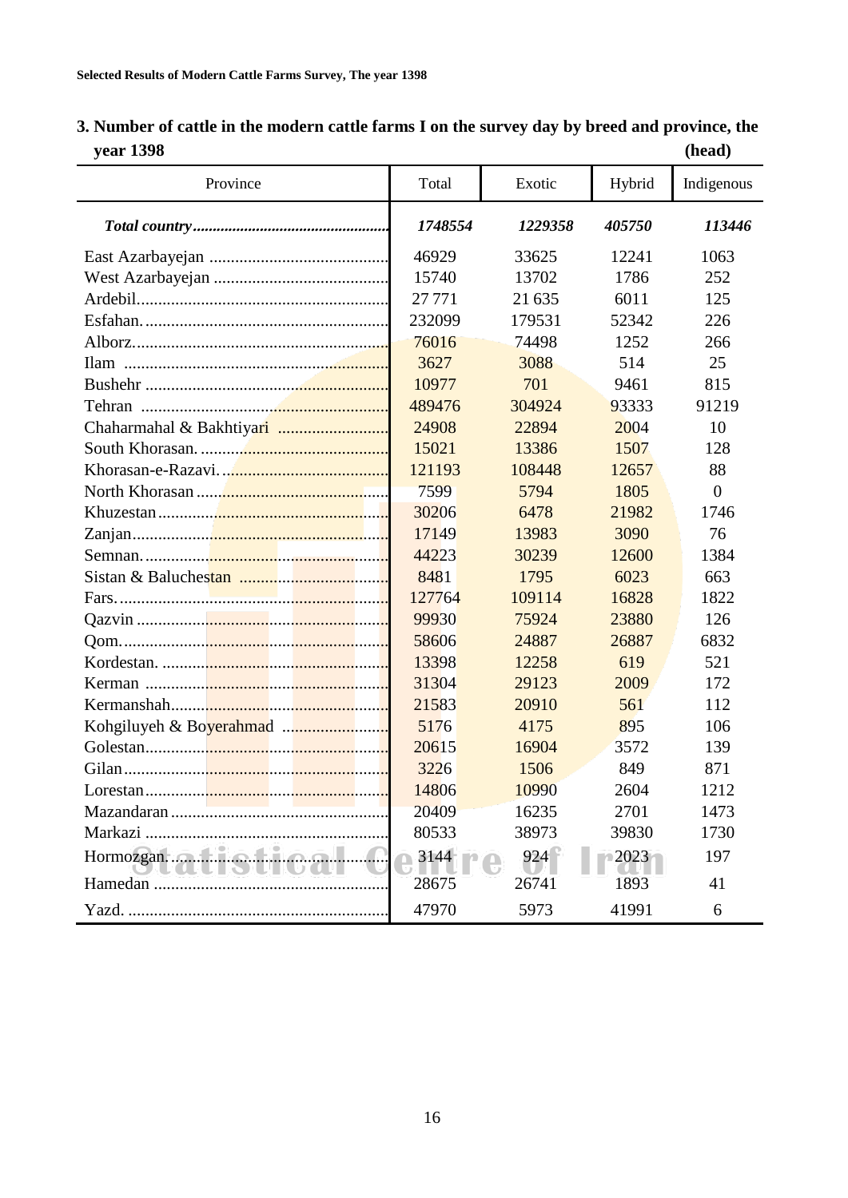### 3. Number of cattle in the modern cattle farms I on the survey day by breed and province, the year 1398

(head)

| Province | Total | Exotic | Hybrid | Indigenous |
|---|---|---|---|---|
| ***Total country*** | ***1748554*** | ***1229358*** | ***405750*** | ***113446*** |
| East Azarbayejan | 46929 | 33625 | 12241 | 1063 |
| West Azarbayejan | 15740 | 13702 | 1786 | 252 |
| Ardebil | 27 771 | 21 635 | 6011 | 125 |
| Esfahan | 232099 | 179531 | 52342 | 226 |
| Alborz | 76016 | 74498 | 1252 | 266 |
| Ilam | 3627 | 3088 | 514 | 25 |
| Bushehr | 10977 | 701 | 9461 | 815 |
| Tehran | 489476 | 304924 | 93333 | 91219 |
| Chaharmahal & Bakhtiyari | 24908 | 22894 | 2004 | 10 |
| South Khorasan | 15021 | 13386 | 1507 | 128 |
| Khorasan-e-Razavi | 121193 | 108448 | 12657 | 88 |
| North Khorasan | 7599 | 5794 | 1805 | 0 |
| Khuzestan | 30206 | 6478 | 21982 | 1746 |
| Zanjan | 17149 | 13983 | 3090 | 76 |
| Semnan | 44223 | 30239 | 12600 | 1384 |
| Sistan & Baluchestan | 8481 | 1795 | 6023 | 663 |
| Fars | 127764 | 109114 | 16828 | 1822 |
| Qazvin | 99930 | 75924 | 23880 | 126 |
| Qom | 58606 | 24887 | 26887 | 6832 |
| Kordestan | 13398 | 12258 | 619 | 521 |
| Kerman | 31304 | 29123 | 2009 | 172 |
| Kermanshah | 21583 | 20910 | 561 | 112 |
| Kohgiluyeh & Boyerahmad | 5176 | 4175 | 895 | 106 |
| Golestan | 20615 | 16904 | 3572 | 139 |
| Gilan | 3226 | 1506 | 849 | 871 |
| Lorestan | 14806 | 10990 | 2604 | 1212 |
| Mazandaran | 20409 | 16235 | 2701 | 1473 |
| Markazi | 80533 | 38973 | 39830 | 1730 |
| Hormozgan | 3144 | 924 | 2023 | 197 |
| Hamedan | 28675 | 26741 | 1893 | 41 |
| Yazd | 47970 | 5973 | 41991 | 6 |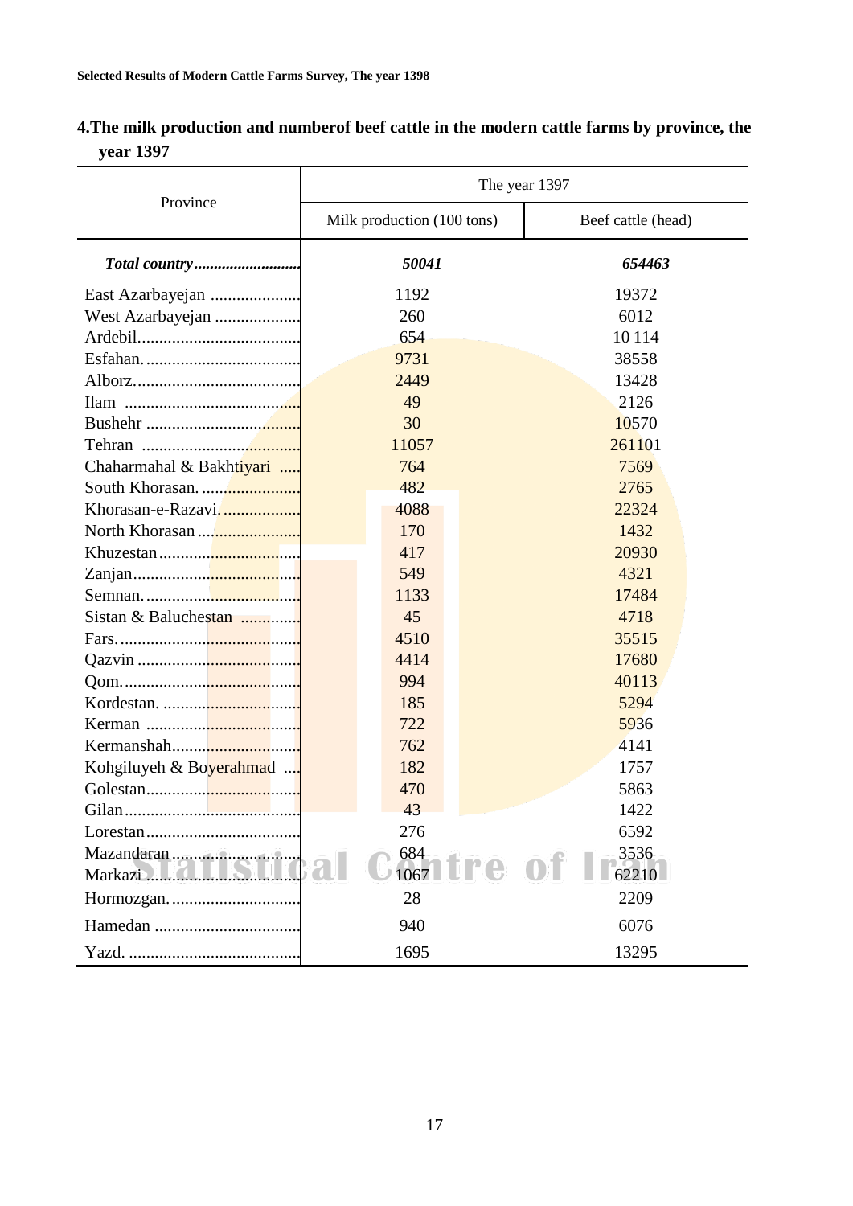## 4.The milk production and numberof beef cattle in the modern cattle farms by province, the year 1397

| Province | The year 1397 | |
|---|---|---|
| | Milk production (100 tons) | Beef cattle (head) |
| ***Total country*** | ***50041*** | ***654463*** |
| East Azarbayejan | 1192 | 19372 |
| West Azarbayejan | 260 | 6012 |
| Ardebil | 654 | 10 114 |
| Esfahan | 9731 | 38558 |
| Alborz | 2449 | 13428 |
| Ilam | 49 | 2126 |
| Bushehr | 30 | 10570 |
| Tehran | 11057 | 261101 |
| Chaharmahal & Bakhtiyari | 764 | 7569 |
| South Khorasan | 482 | 2765 |
| Khorasan-e-Razavi | 4088 | 22324 |
| North Khorasan | 170 | 1432 |
| Khuzestan | 417 | 20930 |
| Zanjan | 549 | 4321 |
| Semnan | 1133 | 17484 |
| Sistan & Baluchestan | 45 | 4718 |
| Fars | 4510 | 35515 |
| Qazvin | 4414 | 17680 |
| Qom | 994 | 40113 |
| Kordestan | 185 | 5294 |
| Kerman | 722 | 5936 |
| Kermanshah | 762 | 4141 |
| Kohgiluyeh & Boyerahmad | 182 | 1757 |
| Golestan | 470 | 5863 |
| Gilan | 43 | 1422 |
| Lorestan | 276 | 6592 |
| Mazandaran | 684 | 3536 |
| Markazi | 1067 | 62210 |
| Hormozgan | 28 | 2209 |
| Hamedan | 940 | 6076 |
| Yazd | 1695 | 13295 |